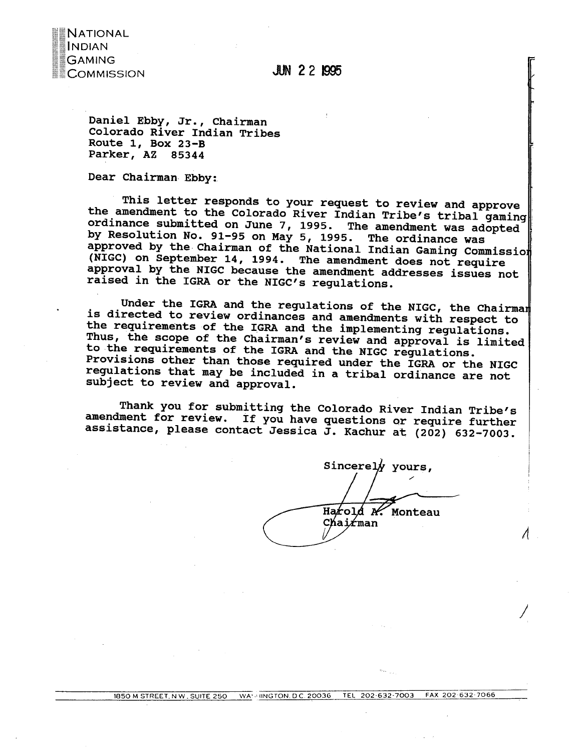NATIONAL
INDIAN
GAMING
COMMISSION

JUN 22 1995

Daniel Ebby, Jr., Chairman
Colorado River Indian Tribes
Route 1, Box 23-B
Parker, AZ 85344

Dear Chairman Ebby:

This letter responds to your request to review and approve the amendment to the Colorado River Indian Tribe's tribal gaming ordinance submitted on June 7, 1995. The amendment was adopted by Resolution No. 91-95 on May 5, 1995. The ordinance was approved by the Chairman of the National Indian Gaming Commission (NIGC) on September 14, 1994. The amendment does not require approval by the NIGC because the amendment addresses issues not raised in the IGRA or the NIGC's regulations.

Under the IGRA and the regulations of the NIGC, the Chairman is directed to review ordinances and amendments with respect to the requirements of the IGRA and the implementing regulations. Thus, the scope of the Chairman's review and approval is limited to the requirements of the IGRA and the NIGC regulations. Provisions other than those required under the IGRA or the NIGC regulations that may be included in a tribal ordinance are not subject to review and approval.

Thank you for submitting the Colorado River Indian Tribe's amendment for review. If you have questions or require further assistance, please contact Jessica J. Kachur at (202) 632-7003.

Sincerely yours,

Harold A. Monteau
Chairman

1850 M STREET, N.W., SUITE 250 WASHINGTON, D.C. 20036 TEL 202-632-7003 FAX 202-632-7066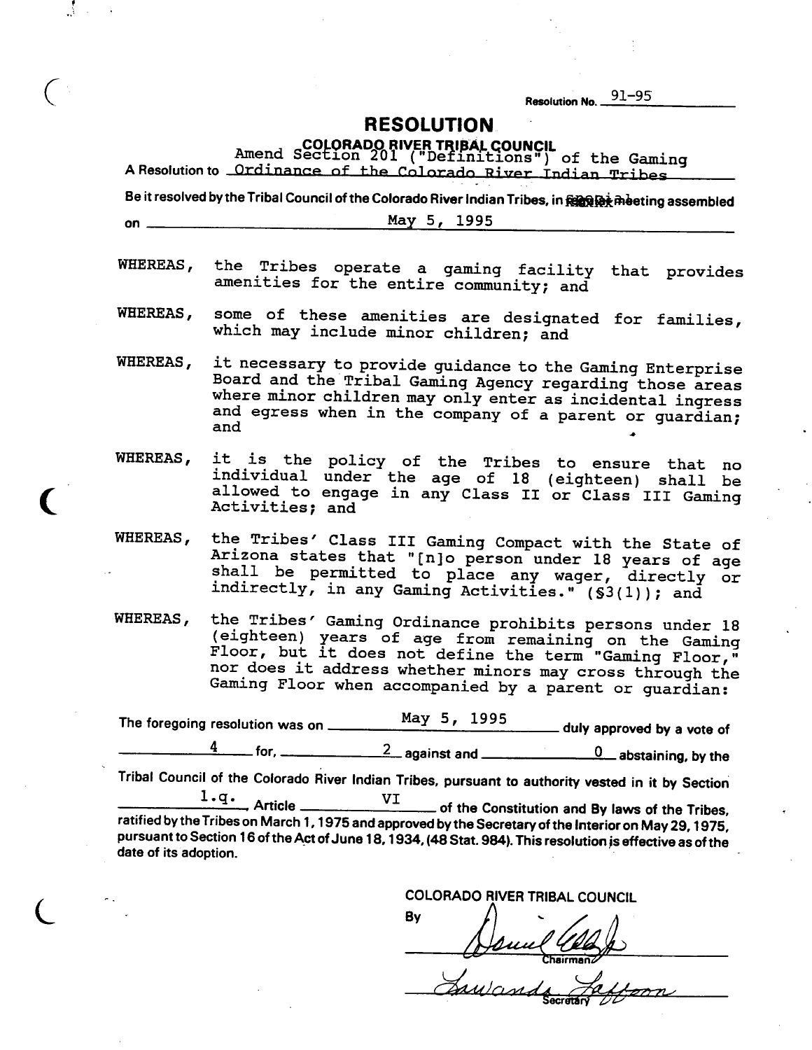Resolution No. 91-95

# RESOLUTION

## COLORADO RIVER TRIBAL COUNCIL

A Resolution to Amend Section 201 ("Definitions") of the Gaming Ordinance of the Colorado River Indian Tribes

Be it resolved by the Tribal Council of the Colorado River Indian Tribes, in special meeting assembled on May 5, 1995

WHEREAS, the Tribes operate a gaming facility that provides amenities for the entire community; and

WHEREAS, some of these amenities are designated for families, which may include minor children; and

WHEREAS, it necessary to provide guidance to the Gaming Enterprise Board and the Tribal Gaming Agency regarding those areas where minor children may only enter as incidental ingress and egress when in the company of a parent or guardian; and

WHEREAS, it is the policy of the Tribes to ensure that no individual under the age of 18 (eighteen) shall be allowed to engage in any Class II or Class III Gaming Activities; and

WHEREAS, the Tribes' Class III Gaming Compact with the State of Arizona states that "[n]o person under 18 years of age shall be permitted to place any wager, directly or indirectly, in any Gaming Activities." (§3(l)); and

WHEREAS, the Tribes' Gaming Ordinance prohibits persons under 18 (eighteen) years of age from remaining on the Gaming Floor, but it does not define the term "Gaming Floor," nor does it address whether minors may cross through the Gaming Floor when accompanied by a parent or guardian:

The foregoing resolution was on May 5, 1995 duly approved by a vote of 4 for, 2 against and 0 abstaining, by the Tribal Council of the Colorado River Indian Tribes, pursuant to authority vested in it by Section 1.q., Article VI of the Constitution and By laws of the Tribes, ratified by the Tribes on March 1, 1975 and approved by the Secretary of the Interior on May 29, 1975, pursuant to Section 16 of the Act of June 18, 1934, (48 Stat. 984). This resolution is effective as of the date of its adoption.

COLORADO RIVER TRIBAL COUNCIL

By [signature]
Chairman

[signature]
Secretary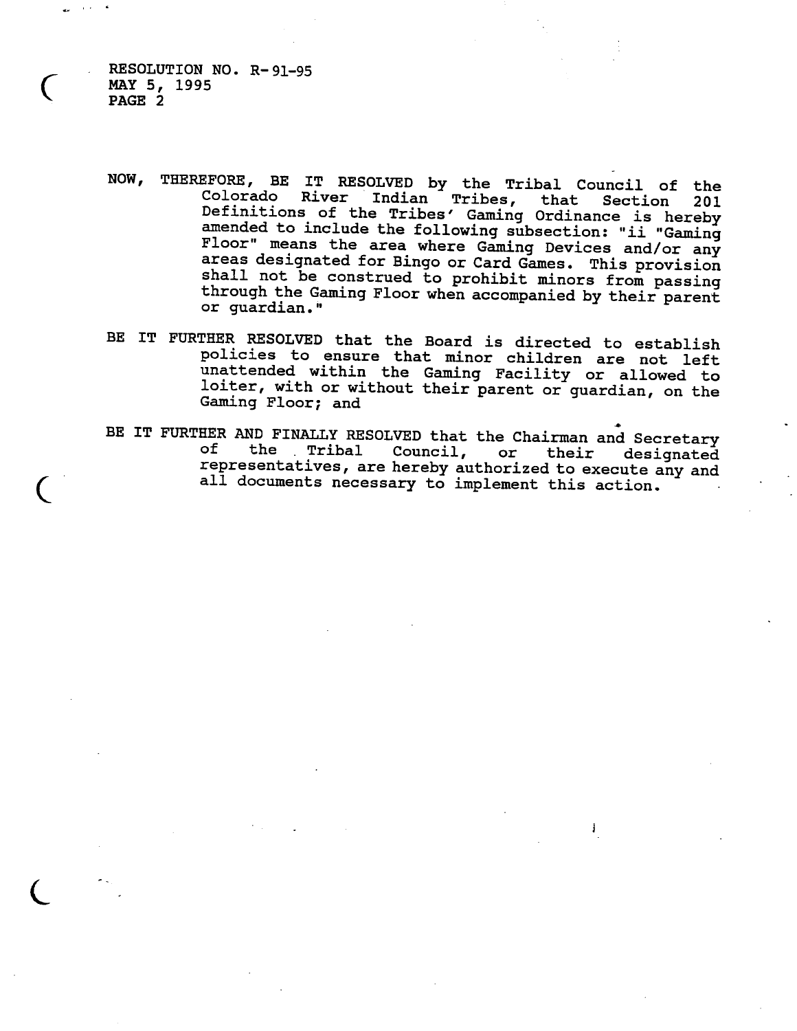NOW, THEREFORE, BE IT RESOLVED by the Tribal Council of the Colorado River Indian Tribes, that Section 201 Definitions of the Tribes' Gaming Ordinance is hereby amended to include the following subsection: "ii "Gaming Floor" means the area where Gaming Devices and/or any areas designated for Bingo or Card Games. This provision shall not be construed to prohibit minors from passing through the Gaming Floor when accompanied by their parent or guardian."

BE IT FURTHER RESOLVED that the Board is directed to establish policies to ensure that minor children are not left unattended within the Gaming Facility or allowed to loiter, with or without their parent or guardian, on the Gaming Floor; and

BE IT FURTHER AND FINALLY RESOLVED that the Chairman and Secretary of the Tribal Council, or their designated representatives, are hereby authorized to execute any and all documents necessary to implement this action.